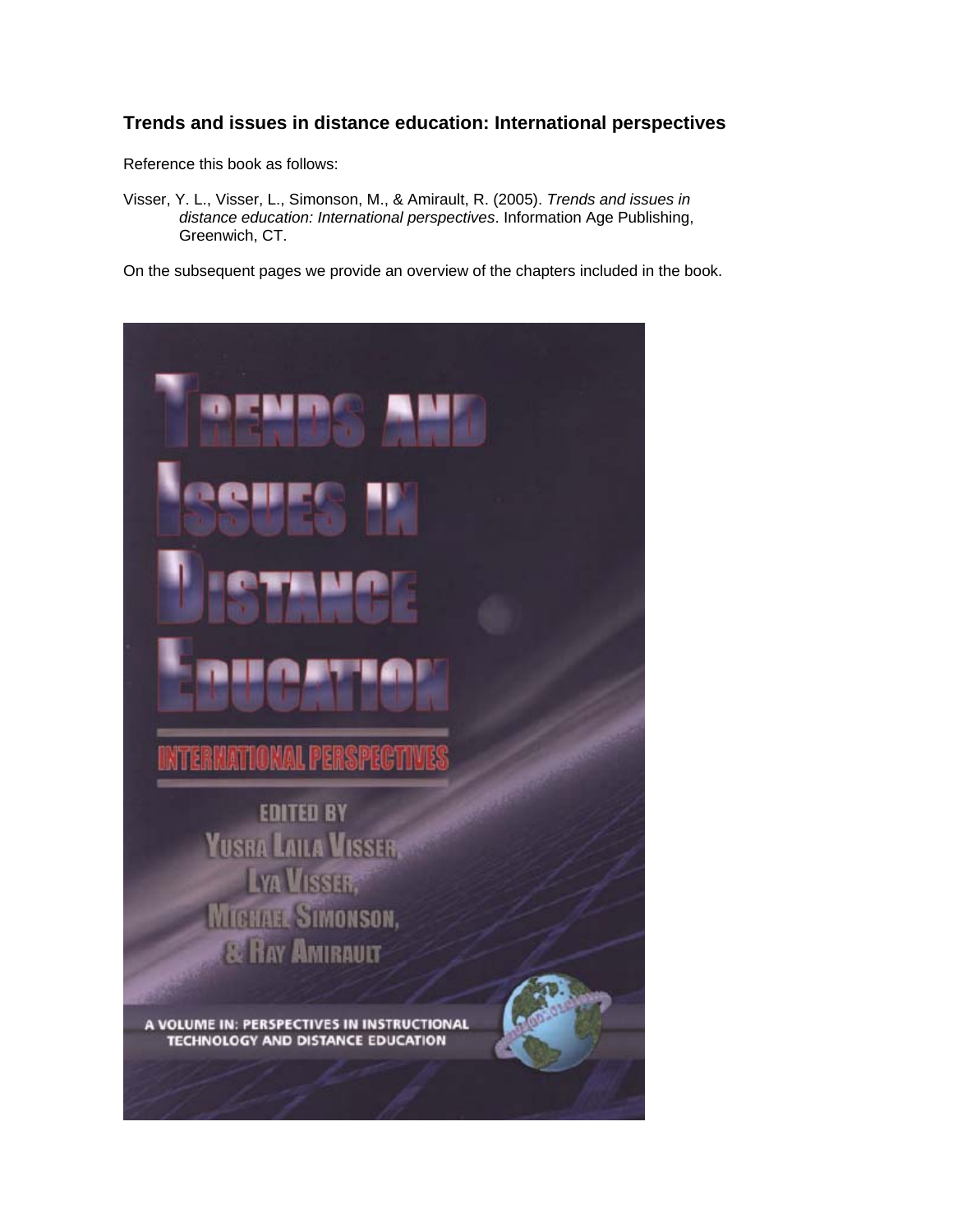## Trends and issues in distance education: International perspectives

Reference this book as follows:

Visser, Y. L., Visser, L., Simonson, M., & Amirault, R. (2005). *Trends and issues in distance education: International perspectives*. Information Age Publishing, Greenwich, CT.

On the subsequent pages we provide an overview of the chapters included in the book.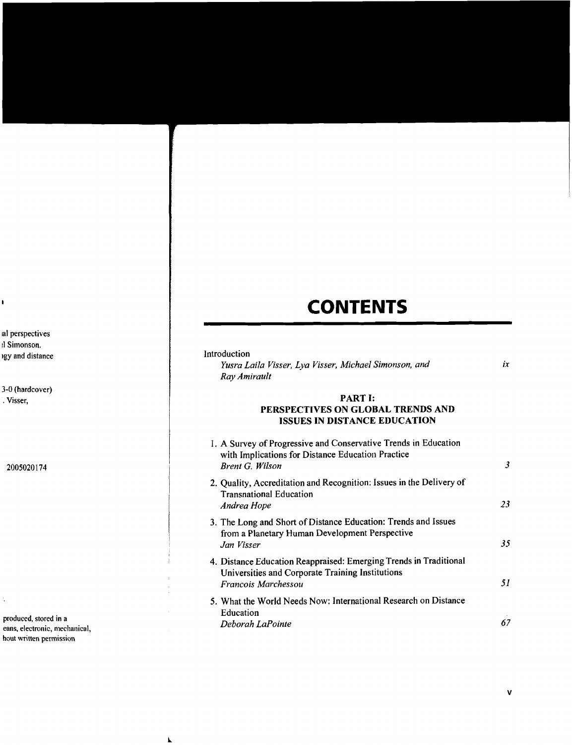# CONTENTS

Introduction
*Yusra Laila Visser, Lya Visser, Michael Simonson, and Ray Amirault* — *ix*

## PART I: PERSPECTIVES ON GLOBAL TRENDS AND ISSUES IN DISTANCE EDUCATION

1. A Survey of Progressive and Conservative Trends in Education with Implications for Distance Education Practice
   *Brent G. Wilson* — *3*
2. Quality, Accreditation and Recognition: Issues in the Delivery of Transnational Education
   *Andrea Hope* — *23*
3. The Long and Short of Distance Education: Trends and Issues from a Planetary Human Development Perspective
   *Jan Visser* — *35*
4. Distance Education Reappraised: Emerging Trends in Traditional Universities and Corporate Training Institutions
   *Francois Marchessou* — *51*
5. What the World Needs Now: International Research on Distance Education
   *Deborah LaPointe* — *67*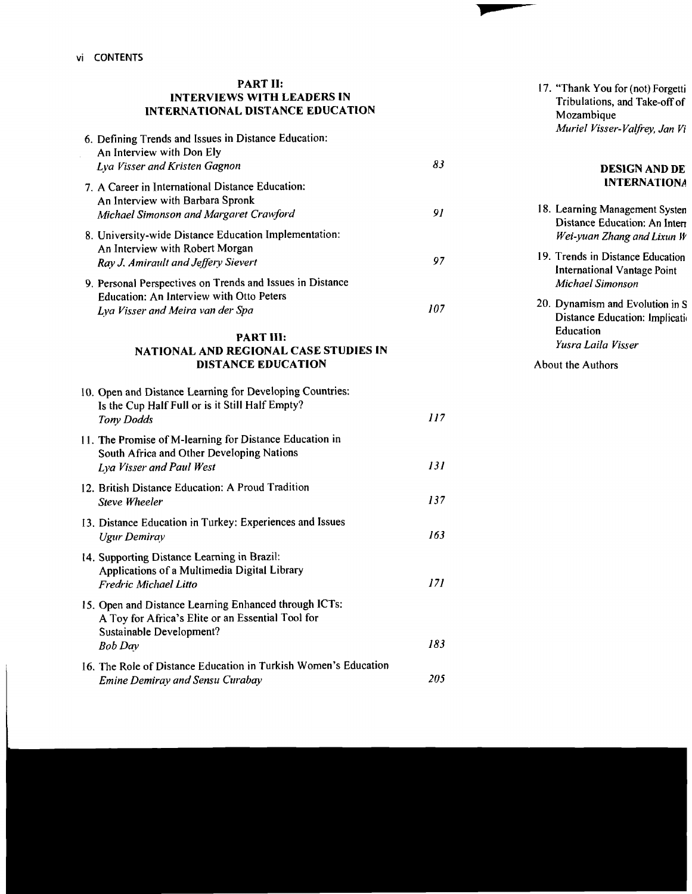## PART II: INTERVIEWS WITH LEADERS IN INTERNATIONAL DISTANCE EDUCATION

6. Defining Trends and Issues in Distance Education: An Interview with Don Ely
   *Lya Visser and Kristen Gagnon* — 83
7. A Career in International Distance Education: An Interview with Barbara Spronk
   *Michael Simonson and Margaret Crawford* — 91
8. University-wide Distance Education Implementation: An Interview with Robert Morgan
   *Ray J. Amirault and Jeffery Sievert* — 97
9. Personal Perspectives on Trends and Issues in Distance Education: An Interview with Otto Peters
   *Lya Visser and Meira van der Spa* — 107

## PART III: NATIONAL AND REGIONAL CASE STUDIES IN DISTANCE EDUCATION

10. Open and Distance Learning for Developing Countries: Is the Cup Half Full or is it Still Half Empty?
    *Tony Dodds* — 117
11. The Promise of M-learning for Distance Education in South Africa and Other Developing Nations
    *Lya Visser and Paul West* — 131
12. British Distance Education: A Proud Tradition
    *Steve Wheeler* — 137
13. Distance Education in Turkey: Experiences and Issues
    *Ugur Demiray* — 163
14. Supporting Distance Learning in Brazil: Applications of a Multimedia Digital Library
    *Fredric Michael Litto* — 171
15. Open and Distance Learning Enhanced through ICTs: A Toy for Africa's Elite or an Essential Tool for Sustainable Development?
    *Bob Day* — 183
16. The Role of Distance Education in Turkish Women's Education
    *Emine Demiray and Sensu Curabay* — 205
17. "Thank You for (not) Forgetti
    Tribulations, and Take-off of
    Mozambique
    *Muriel Visser-Valfrey, Jan Vi*

## DESIGN AND DE
## INTERNATIONA

18. Learning Management Systen
    Distance Education: An Intern
    *Wei-yuan Zhang and Lixun W*
19. Trends in Distance Education
    International Vantage Point
    *Michael Simonson*
20. Dynamism and Evolution in S
    Distance Education: Implicati
    Education
    *Yusra Laila Visser*

About the Authors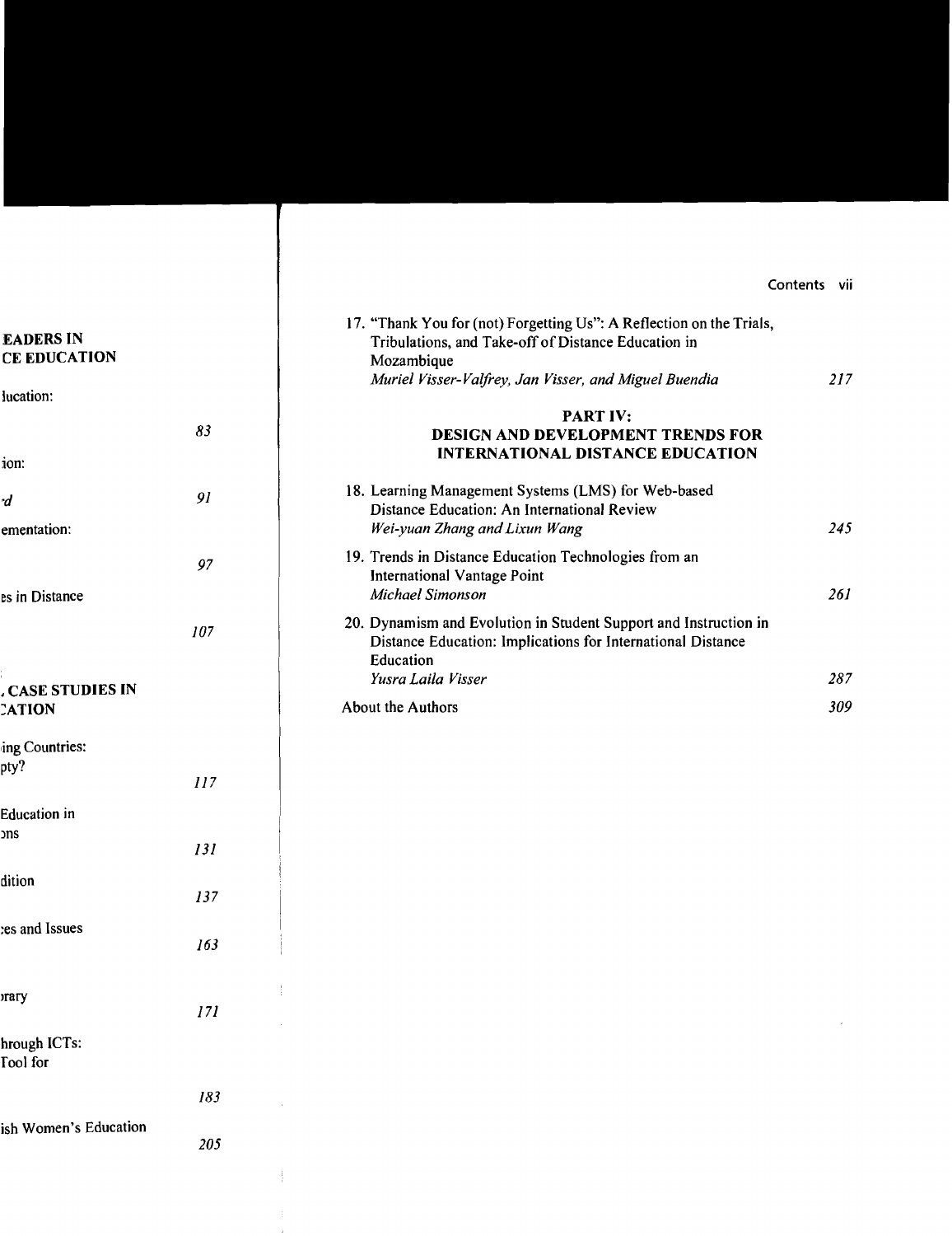**PART II: ...EADERS IN ...CE EDUCATION**

...lucation: 83

...ion: ...d 91

...ementation: 97

...es in Distance 107

**PART III: ... CASE STUDIES IN ...CATION**

...ing Countries: ...pty? 117

...Education in ...ons 131

...dition 137

...es and Issues 163

...rary 171

...hrough ICTs: ...Tool for 183

...ish Women's Education 205

17. "Thank You for (not) Forgetting Us": A Reflection on the Trials, Tribulations, and Take-off of Distance Education in Mozambique
    *Muriel Visser-Valfrey, Jan Visser, and Miguel Buendia* 217

## PART IV: DESIGN AND DEVELOPMENT TRENDS FOR INTERNATIONAL DISTANCE EDUCATION

18. Learning Management Systems (LMS) for Web-based Distance Education: An International Review
    *Wei-yuan Zhang and Lixun Wang* 245

19. Trends in Distance Education Technologies from an International Vantage Point
    *Michael Simonson* 261

20. Dynamism and Evolution in Student Support and Instruction in Distance Education: Implications for International Distance Education
    *Yusra Laila Visser* 287

About the Authors 309